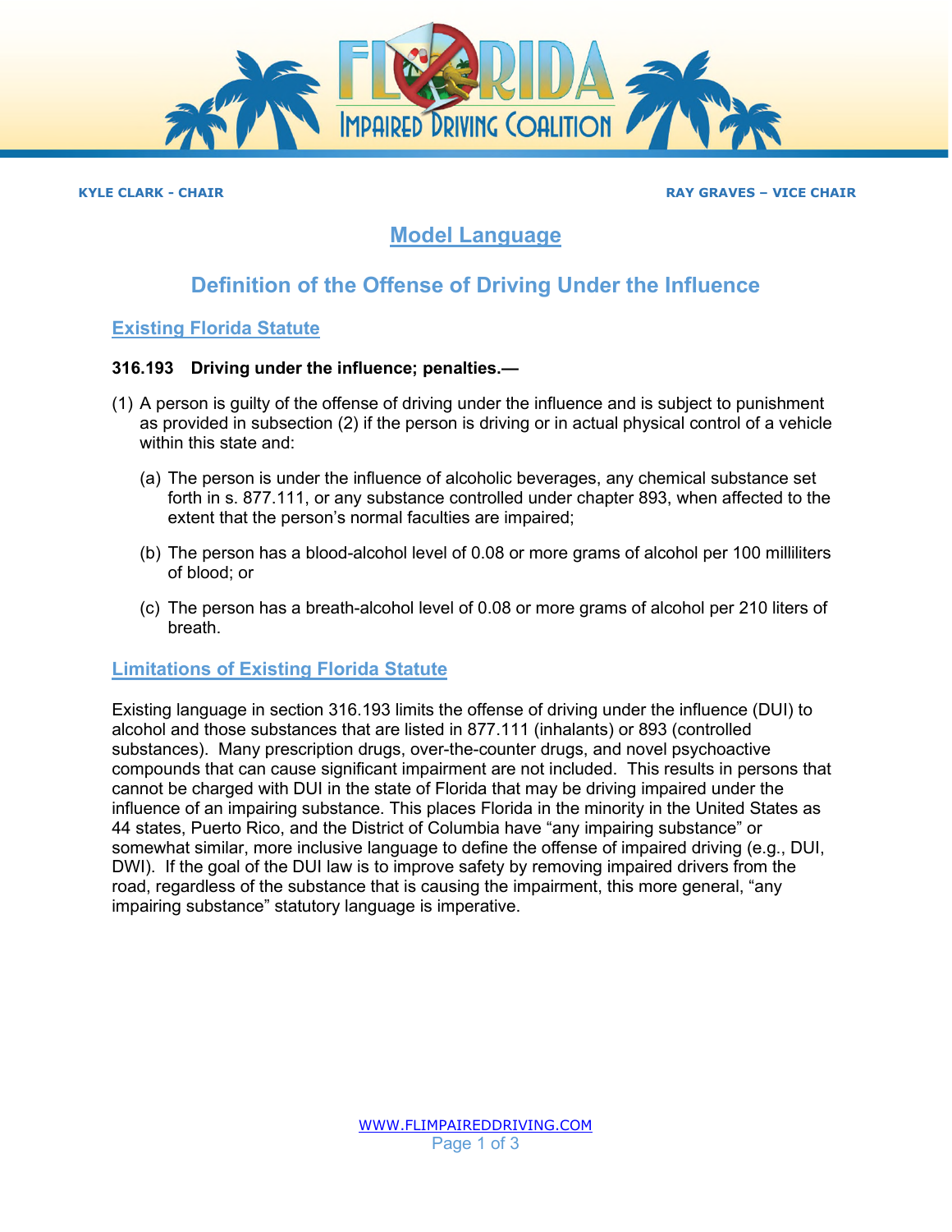FLORIDA IMPAIRED DRIVING COALITION

**KYLE CLARK - CHAIR** | **RAY GRAVES – VICE CHAIR**

# Model Language

## Definition of the Offense of Driving Under the Influence

### Existing Florida Statute

**316.193 Driving under the influence; penalties.—**

(1) A person is guilty of the offense of driving under the influence and is subject to punishment as provided in subsection (2) if the person is driving or in actual physical control of a vehicle within this state and:

(a) The person is under the influence of alcoholic beverages, any chemical substance set forth in s. 877.111, or any substance controlled under chapter 893, when affected to the extent that the person's normal faculties are impaired;

(b) The person has a blood-alcohol level of 0.08 or more grams of alcohol per 100 milliliters of blood; or

(c) The person has a breath-alcohol level of 0.08 or more grams of alcohol per 210 liters of breath.

### Limitations of Existing Florida Statute

Existing language in section 316.193 limits the offense of driving under the influence (DUI) to alcohol and those substances that are listed in 877.111 (inhalants) or 893 (controlled substances). Many prescription drugs, over-the-counter drugs, and novel psychoactive compounds that can cause significant impairment are not included. This results in persons that cannot be charged with DUI in the state of Florida that may be driving impaired under the influence of an impairing substance. This places Florida in the minority in the United States as 44 states, Puerto Rico, and the District of Columbia have "any impairing substance" or somewhat similar, more inclusive language to define the offense of impaired driving (e.g., DUI, DWI). If the goal of the DUI law is to improve safety by removing impaired drivers from the road, regardless of the substance that is causing the impairment, this more general, "any impairing substance" statutory language is imperative.

WWW.FLIMPAIREDDRIVING.COM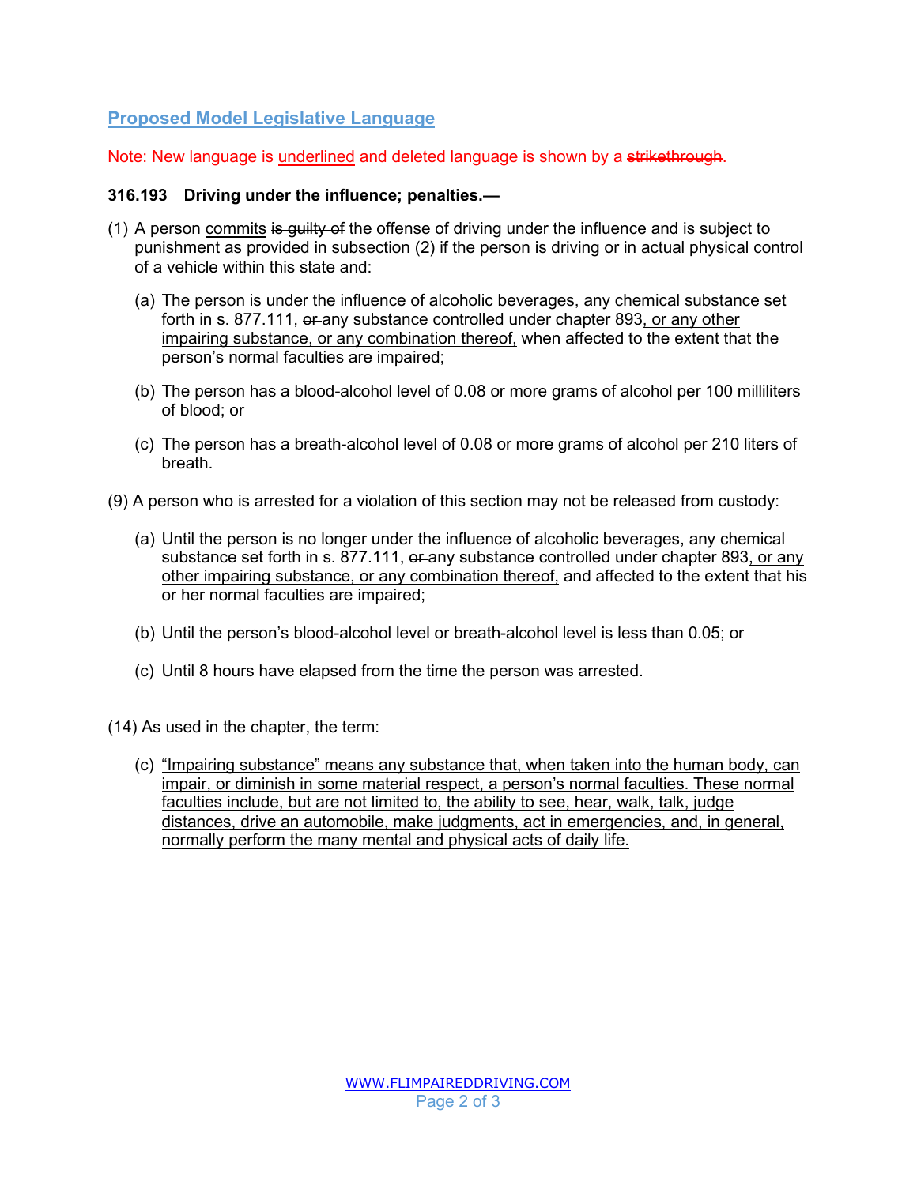## Proposed Model Legislative Language

Note: New language is <u>underlined</u> and deleted language is shown by a ~~strikethrough~~.

**316.193 Driving under the influence; penalties.—**

(1) A person <u>commits</u> ~~is guilty of~~ the offense of driving under the influence and is subject to punishment as provided in subsection (2) if the person is driving or in actual physical control of a vehicle within this state and:

- (a) The person is under the influence of alcoholic beverages, any chemical substance set forth in s. 877.111, ~~or~~ any substance controlled under chapter 893<u>, or any other impairing substance, or any combination thereof,</u> when affected to the extent that the person's normal faculties are impaired;

- (b) The person has a blood-alcohol level of 0.08 or more grams of alcohol per 100 milliliters of blood; or

- (c) The person has a breath-alcohol level of 0.08 or more grams of alcohol per 210 liters of breath.

(9) A person who is arrested for a violation of this section may not be released from custody:

- (a) Until the person is no longer under the influence of alcoholic beverages, any chemical substance set forth in s. 877.111, ~~or~~ any substance controlled under chapter 893<u>, or any other impairing substance, or any combination thereof,</u> and affected to the extent that his or her normal faculties are impaired;

- (b) Until the person's blood-alcohol level or breath-alcohol level is less than 0.05; or

- (c) Until 8 hours have elapsed from the time the person was arrested.

(14) As used in the chapter, the term:

- (c) <u>"Impairing substance" means any substance that, when taken into the human body, can impair, or diminish in some material respect, a person's normal faculties. These normal faculties include, but are not limited to, the ability to see, hear, walk, talk, judge distances, drive an automobile, make judgments, act in emergencies, and, in general, normally perform the many mental and physical acts of daily life.</u>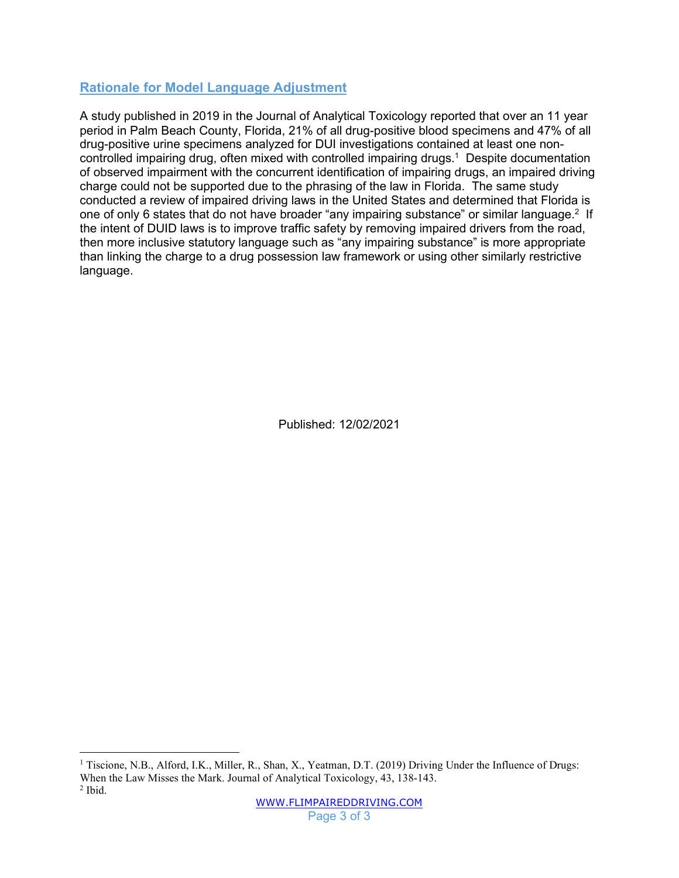## Rationale for Model Language Adjustment

A study published in 2019 in the Journal of Analytical Toxicology reported that over an 11 year period in Palm Beach County, Florida, 21% of all drug-positive blood specimens and 47% of all drug-positive urine specimens analyzed for DUI investigations contained at least one non-controlled impairing drug, often mixed with controlled impairing drugs.[1] Despite documentation of observed impairment with the concurrent identification of impairing drugs, an impaired driving charge could not be supported due to the phrasing of the law in Florida. The same study conducted a review of impaired driving laws in the United States and determined that Florida is one of only 6 states that do not have broader "any impairing substance" or similar language.[2] If the intent of DUID laws is to improve traffic safety by removing impaired drivers from the road, then more inclusive statutory language such as "any impairing substance" is more appropriate than linking the charge to a drug possession law framework or using other similarly restrictive language.

Published: 12/02/2021

[1] Tiscione, N.B., Alford, I.K., Miller, R., Shan, X., Yeatman, D.T. (2019) Driving Under the Influence of Drugs: When the Law Misses the Mark. Journal of Analytical Toxicology, 43, 138-143.

[2] Ibid.

WWW.FLIMPAIREDDRIVING.COM